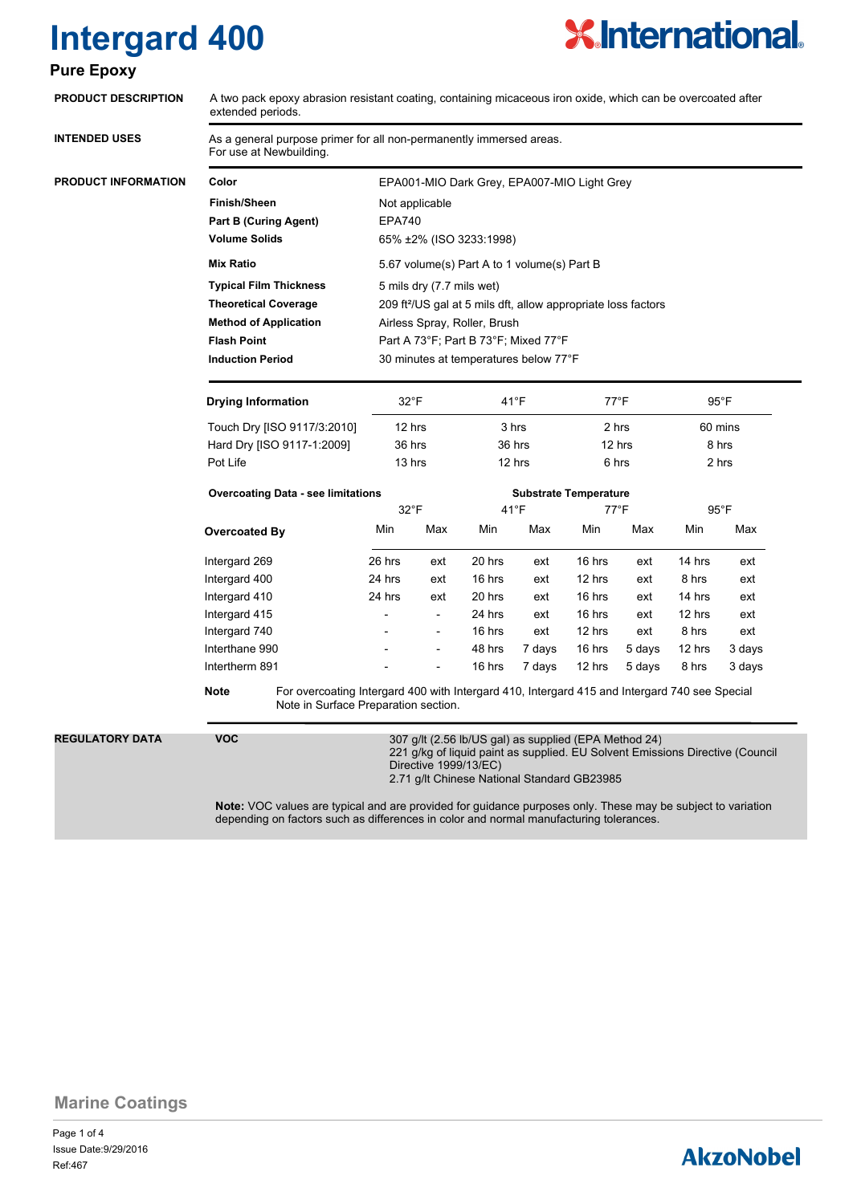# Intergard 400

## Pure Epoxy

International

**PRODUCT DESCRIPTION**

A two pack epoxy abrasion resistant coating, containing micaceous iron oxide, which can be overcoated after extended periods.

**INTENDED USES**

As a general purpose primer for all non-permanently immersed areas.
For use at Newbuilding.

**PRODUCT INFORMATION**

| | |
|---|---|
| **Color** | EPA001-MIO Dark Grey, EPA007-MIO Light Grey |
| **Finish/Sheen** | Not applicable |
| **Part B (Curing Agent)** | EPA740 |
| **Volume Solids** | 65% ±2% (ISO 3233:1998) |
| **Mix Ratio** | 5.67 volume(s) Part A to 1 volume(s) Part B |
| **Typical Film Thickness** | 5 mils dry (7.7 mils wet) |
| **Theoretical Coverage** | 209 ft²/US gal at 5 mils dft, allow appropriate loss factors |
| **Method of Application** | Airless Spray, Roller, Brush |
| **Flash Point** | Part A 73°F; Part B 73°F; Mixed 77°F |
| **Induction Period** | 30 minutes at temperatures below 77°F |

| **Drying Information** | 32°F | 41°F | 77°F | 95°F |
|---|---|---|---|---|
| Touch Dry [ISO 9117/3:2010] | 12 hrs | 3 hrs | 2 hrs | 60 mins |
| Hard Dry [ISO 9117-1:2009] | 36 hrs | 36 hrs | 12 hrs | 8 hrs |
| Pot Life | 13 hrs | 12 hrs | 6 hrs | 2 hrs |

| **Overcoating Data - see limitations** | **Substrate Temperature** | | | | | | | |
|---|---|---|---|---|---|---|---|---|
| | 32°F | | 41°F | | 77°F | | 95°F | |
| **Overcoated By** | Min | Max | Min | Max | Min | Max | Min | Max |
| Intergard 269 | 26 hrs | ext | 20 hrs | ext | 16 hrs | ext | 14 hrs | ext |
| Intergard 400 | 24 hrs | ext | 16 hrs | ext | 12 hrs | ext | 8 hrs | ext |
| Intergard 410 | 24 hrs | ext | 20 hrs | ext | 16 hrs | ext | 14 hrs | ext |
| Intergard 415 | - | - | 24 hrs | ext | 16 hrs | ext | 12 hrs | ext |
| Intergard 740 | - | - | 16 hrs | ext | 12 hrs | ext | 8 hrs | ext |
| Interthane 990 | - | - | 48 hrs | 7 days | 16 hrs | 5 days | 12 hrs | 3 days |
| Intertherm 891 | - | - | 16 hrs | 7 days | 12 hrs | 5 days | 8 hrs | 3 days |

**Note** For overcoating Intergard 400 with Intergard 410, Intergard 415 and Intergard 740 see Special Note in Surface Preparation section.

**REGULATORY DATA**

**VOC**

307 g/lt (2.56 lb/US gal) as supplied (EPA Method 24)
221 g/kg of liquid paint as supplied. EU Solvent Emissions Directive (Council Directive 1999/13/EC)
2.71 g/lt Chinese National Standard GB23985

**Note:** VOC values are typical and are provided for guidance purposes only. These may be subject to variation depending on factors such as differences in color and normal manufacturing tolerances.

Marine Coatings

Issue Date:9/29/2016
Ref:467

AkzoNobel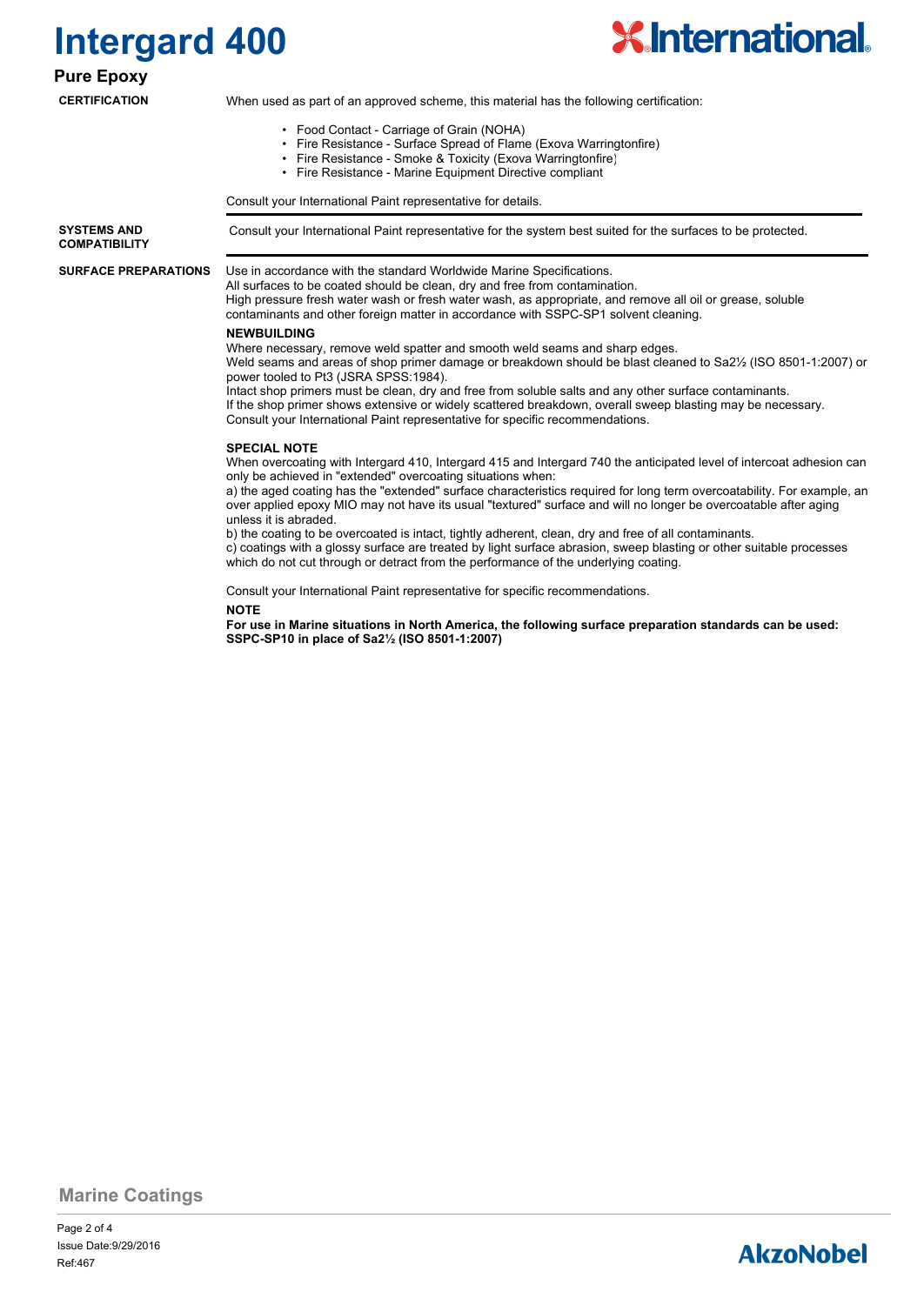# Intergard 400

## Pure Epoxy

### CERTIFICATION

When used as part of an approved scheme, this material has the following certification:

- Food Contact - Carriage of Grain (NOHA)
- Fire Resistance - Surface Spread of Flame (Exova Warringtonfire)
- Fire Resistance - Smoke & Toxicity (Exova Warringtonfire)
- Fire Resistance - Marine Equipment Directive compliant

Consult your International Paint representative for details.

### SYSTEMS AND COMPATIBILITY

Consult your International Paint representative for the system best suited for the surfaces to be protected.

### SURFACE PREPARATIONS

Use in accordance with the standard Worldwide Marine Specifications.
All surfaces to be coated should be clean, dry and free from contamination.
High pressure fresh water wash or fresh water wash, as appropriate, and remove all oil or grease, soluble contaminants and other foreign matter in accordance with SSPC-SP1 solvent cleaning.

**NEWBUILDING**

Where necessary, remove weld spatter and smooth weld seams and sharp edges.
Weld seams and areas of shop primer damage or breakdown should be blast cleaned to Sa2½ (ISO 8501-1:2007) or power tooled to Pt3 (JSRA SPSS:1984).
Intact shop primers must be clean, dry and free from soluble salts and any other surface contaminants.
If the shop primer shows extensive or widely scattered breakdown, overall sweep blasting may be necessary.
Consult your International Paint representative for specific recommendations.

**SPECIAL NOTE**

When overcoating with Intergard 410, Intergard 415 and Intergard 740 the anticipated level of intercoat adhesion can only be achieved in "extended" overcoating situations when:
a) the aged coating has the "extended" surface characteristics required for long term overcoatability. For example, an over applied epoxy MIO may not have its usual "textured" surface and will no longer be overcoatable after aging unless it is abraded.
b) the coating to be overcoated is intact, tightly adherent, clean, dry and free of all contaminants.
c) coatings with a glossy surface are treated by light surface abrasion, sweep blasting or other suitable processes which do not cut through or detract from the performance of the underlying coating.

Consult your International Paint representative for specific recommendations.

**NOTE**

**For use in Marine situations in North America, the following surface preparation standards can be used: SSPC-SP10 in place of Sa2½ (ISO 8501-1:2007)**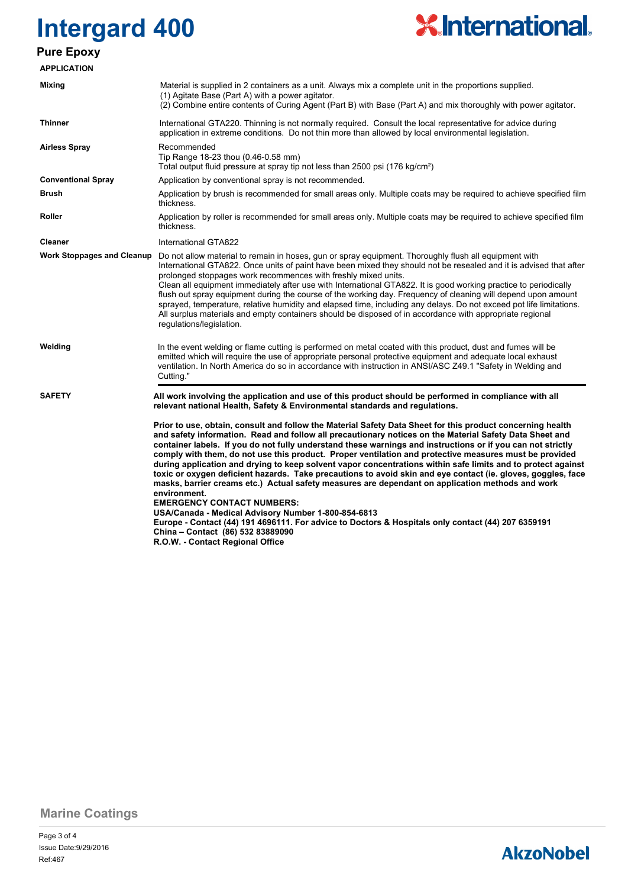# Intergard 400

## Pure Epoxy

### APPLICATION

| | |
|---|---|
| **Mixing** | Material is supplied in 2 containers as a unit. Always mix a complete unit in the proportions supplied.<br>(1) Agitate Base (Part A) with a power agitator.<br>(2) Combine entire contents of Curing Agent (Part B) with Base (Part A) and mix thoroughly with power agitator. |
| **Thinner** | International GTA220. Thinning is not normally required. Consult the local representative for advice during application in extreme conditions. Do not thin more than allowed by local environmental legislation. |
| **Airless Spray** | Recommended<br>Tip Range 18-23 thou (0.46-0.58 mm)<br>Total output fluid pressure at spray tip not less than 2500 psi (176 kg/cm²) |
| **Conventional Spray** | Application by conventional spray is not recommended. |
| **Brush** | Application by brush is recommended for small areas only. Multiple coats may be required to achieve specified film thickness. |
| **Roller** | Application by roller is recommended for small areas only. Multiple coats may be required to achieve specified film thickness. |
| **Cleaner** | International GTA822 |
| **Work Stoppages and Cleanup** | Do not allow material to remain in hoses, gun or spray equipment. Thoroughly flush all equipment with International GTA822. Once units of paint have been mixed they should not be resealed and it is advised that after prolonged stoppages work recommences with freshly mixed units.<br>Clean all equipment immediately after use with International GTA822. It is good working practice to periodically flush out spray equipment during the course of the working day. Frequency of cleaning will depend upon amount sprayed, temperature, relative humidity and elapsed time, including any delays. Do not exceed pot life limitations.<br>All surplus materials and empty containers should be disposed of in accordance with appropriate regional regulations/legislation. |
| **Welding** | In the event welding or flame cutting is performed on metal coated with this product, dust and fumes will be emitted which will require the use of appropriate personal protective equipment and adequate local exhaust ventilation. In North America do so in accordance with instruction in ANSI/ASC Z49.1 "Safety in Welding and Cutting." |

### SAFETY

**All work involving the application and use of this product should be performed in compliance with all relevant national Health, Safety & Environmental standards and regulations.**

**Prior to use, obtain, consult and follow the Material Safety Data Sheet for this product concerning health and safety information. Read and follow all precautionary notices on the Material Safety Data Sheet and container labels. If you do not fully understand these warnings and instructions or if you can not strictly comply with them, do not use this product. Proper ventilation and protective measures must be provided during application and drying to keep solvent vapor concentrations within safe limits and to protect against toxic or oxygen deficient hazards. Take precautions to avoid skin and eye contact (ie. gloves, goggles, face masks, barrier creams etc.) Actual safety measures are dependant on application methods and work environment.**

**EMERGENCY CONTACT NUMBERS:**
**USA/Canada - Medical Advisory Number 1-800-854-6813**
**Europe - Contact (44) 191 4696111. For advice to Doctors & Hospitals only contact (44) 207 6359191**
**China – Contact (86) 532 83889090**
**R.O.W. - Contact Regional Office**

Marine Coatings

Issue Date:9/29/2016
Ref:467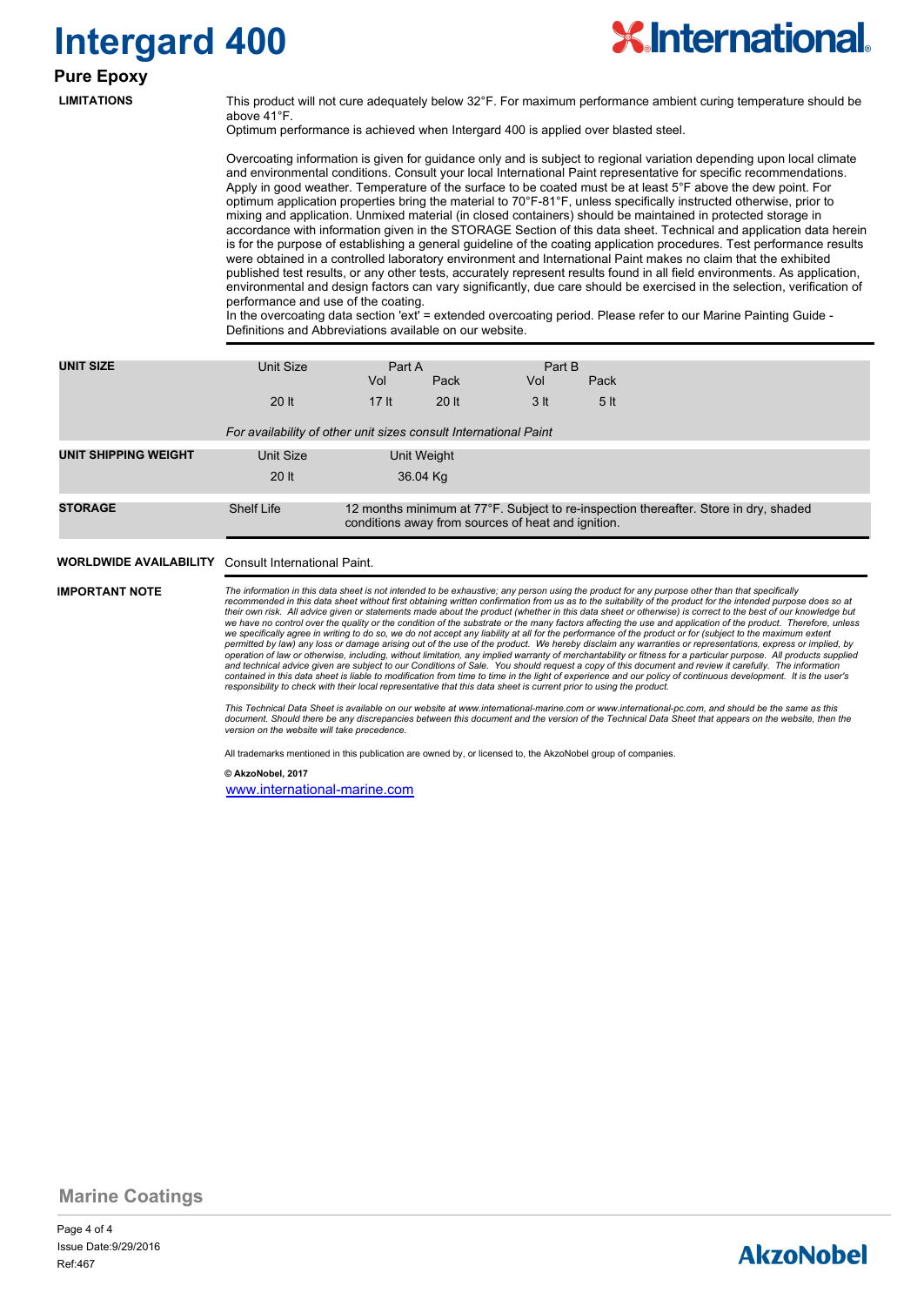# Intergard 400

## Pure Epoxy

**LIMITATIONS**

This product will not cure adequately below 32°F. For maximum performance ambient curing temperature should be above 41°F.
Optimum performance is achieved when Intergard 400 is applied over blasted steel.

Overcoating information is given for guidance only and is subject to regional variation depending upon local climate and environmental conditions. Consult your local International Paint representative for specific recommendations. Apply in good weather. Temperature of the surface to be coated must be at least 5°F above the dew point. For optimum application properties bring the material to 70°F-81°F, unless specifically instructed otherwise, prior to mixing and application. Unmixed material (in closed containers) should be maintained in protected storage in accordance with information given in the STORAGE Section of this data sheet. Technical and application data herein is for the purpose of establishing a general guideline of the coating application procedures. Test performance results were obtained in a controlled laboratory environment and International Paint makes no claim that the exhibited published test results, or any other tests, accurately represent results found in all field environments. As application, environmental and design factors can vary significantly, due care should be exercised in the selection, verification of performance and use of the coating.
In the overcoating data section 'ext' = extended overcoating period. Please refer to our Marine Painting Guide - Definitions and Abbreviations available on our website.

**UNIT SIZE**

| Unit Size | Part A | | Part B | |
|---|---|---|---|---|
| | Vol | Pack | Vol | Pack |
| 20 lt | 17 lt | 20 lt | 3 lt | 5 lt |

*For availability of other unit sizes consult International Paint*

**UNIT SHIPPING WEIGHT**

| Unit Size | Unit Weight |
|---|---|
| 20 lt | 36.04 Kg |

**STORAGE**

Shelf Life: 12 months minimum at 77°F. Subject to re-inspection thereafter. Store in dry, shaded conditions away from sources of heat and ignition.

**WORLDWIDE AVAILABILITY**

Consult International Paint.

**IMPORTANT NOTE**

*The information in this data sheet is not intended to be exhaustive; any person using the product for any purpose other than that specifically recommended in this data sheet without first obtaining written confirmation from us as to the suitability of the product for the intended purpose does so at their own risk. All advice given or statements made about the product (whether in this data sheet or otherwise) is correct to the best of our knowledge but we have no control over the quality or the condition of the substrate or the many factors affecting the use and application of the product. Therefore, unless we specifically agree in writing to do so, we do not accept any liability at all for the performance of the product or for (subject to the maximum extent permitted by law) any loss or damage arising out of the use of the product. We hereby disclaim any warranties or representations, express or implied, by operation of law or otherwise, including, without limitation, any implied warranty of merchantability or fitness for a particular purpose. All products supplied and technical advice given are subject to our Conditions of Sale. You should request a copy of this document and review it carefully. The information contained in this data sheet is liable to modification from time to time in the light of experience and our policy of continuous development. It is the user's responsibility to check with their local representative that this data sheet is current prior to using the product.*

*This Technical Data Sheet is available on our website at www.international-marine.com or www.international-pc.com, and should be the same as this document. Should there be any discrepancies between this document and the version of the Technical Data Sheet that appears on the website, then the version on the website will take precedence.*

All trademarks mentioned in this publication are owned by, or licensed to, the AkzoNobel group of companies.

**© AkzoNobel, 2017**

www.international-marine.com

Marine Coatings

Issue Date:9/29/2016
Ref:467